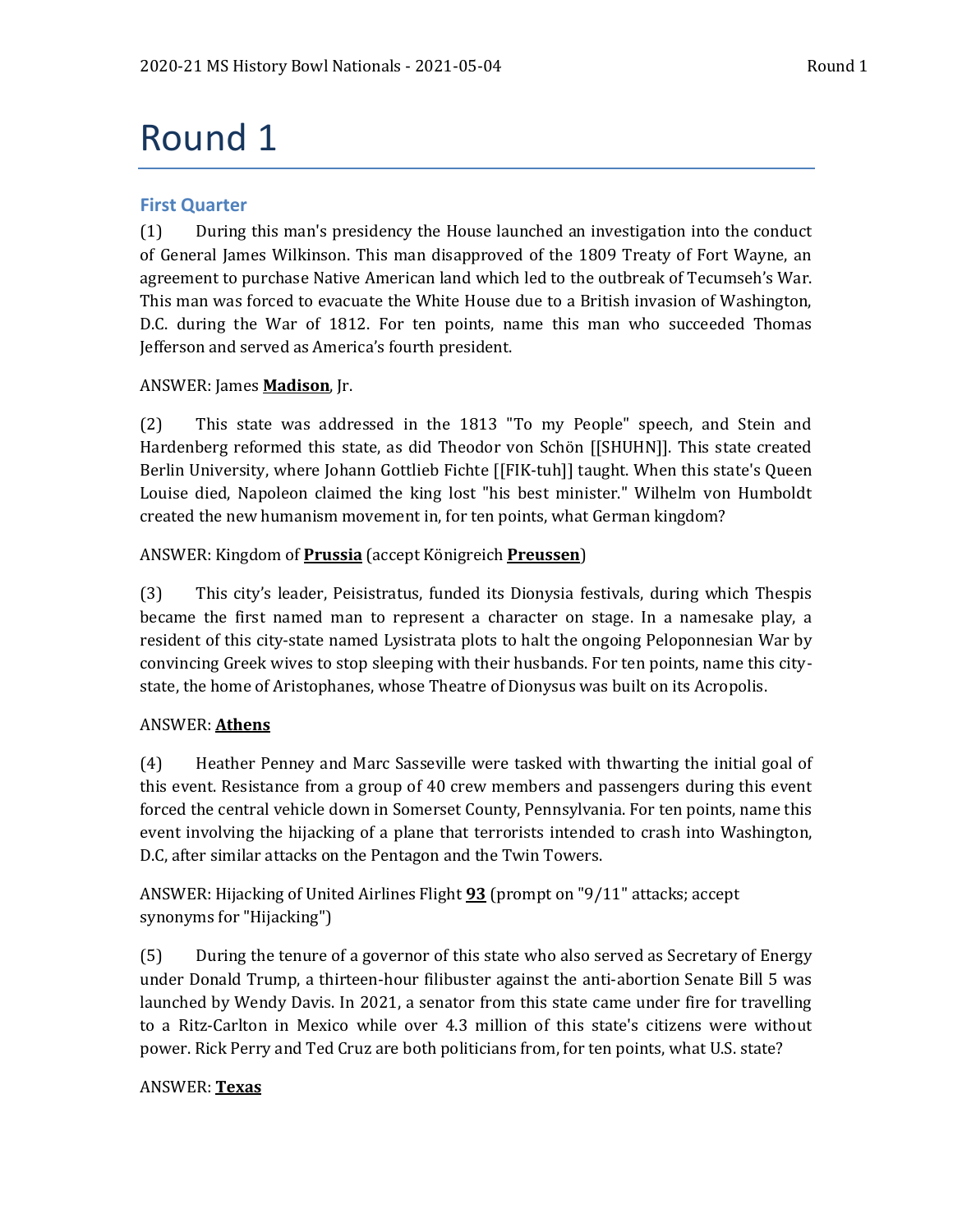# Round 1

## First Quarter

(1) During this man's presidency the House launched an investigation into the conduct of General James Wilkinson. This man disapproved of the 1809 Treaty of Fort Wayne, an agreement to purchase Native American land which led to the outbreak of Tecumseh's War. This man was forced to evacuate the White House due to a British invasion of Washington, D.C. during the War of 1812. For ten points, name this man who succeeded Thomas Jefferson and served as America's fourth president.

ANSWER: James **Madison**, Jr.

(2) This state was addressed in the 1813 "To my People" speech, and Stein and Hardenberg reformed this state, as did Theodor von Schön [[SHUHN]]. This state created Berlin University, where Johann Gottlieb Fichte [[FIK-tuh]] taught. When this state's Queen Louise died, Napoleon claimed the king lost "his best minister." Wilhelm von Humboldt created the new humanism movement in, for ten points, what German kingdom?

ANSWER: Kingdom of **Prussia** (accept Königreich **Preussen**)

(3) This city's leader, Peisistratus, funded its Dionysia festivals, during which Thespis became the first named man to represent a character on stage. In a namesake play, a resident of this city-state named Lysistrata plots to halt the ongoing Peloponnesian War by convincing Greek wives to stop sleeping with their husbands. For ten points, name this city-state, the home of Aristophanes, whose Theatre of Dionysus was built on its Acropolis.

ANSWER: **Athens**

(4) Heather Penney and Marc Sasseville were tasked with thwarting the initial goal of this event. Resistance from a group of 40 crew members and passengers during this event forced the central vehicle down in Somerset County, Pennsylvania. For ten points, name this event involving the hijacking of a plane that terrorists intended to crash into Washington, D.C, after similar attacks on the Pentagon and the Twin Towers.

ANSWER: Hijacking of United Airlines Flight **93** (prompt on "9/11" attacks; accept synonyms for "Hijacking")

(5) During the tenure of a governor of this state who also served as Secretary of Energy under Donald Trump, a thirteen-hour filibuster against the anti-abortion Senate Bill 5 was launched by Wendy Davis. In 2021, a senator from this state came under fire for travelling to a Ritz-Carlton in Mexico while over 4.3 million of this state's citizens were without power. Rick Perry and Ted Cruz are both politicians from, for ten points, what U.S. state?

ANSWER: **Texas**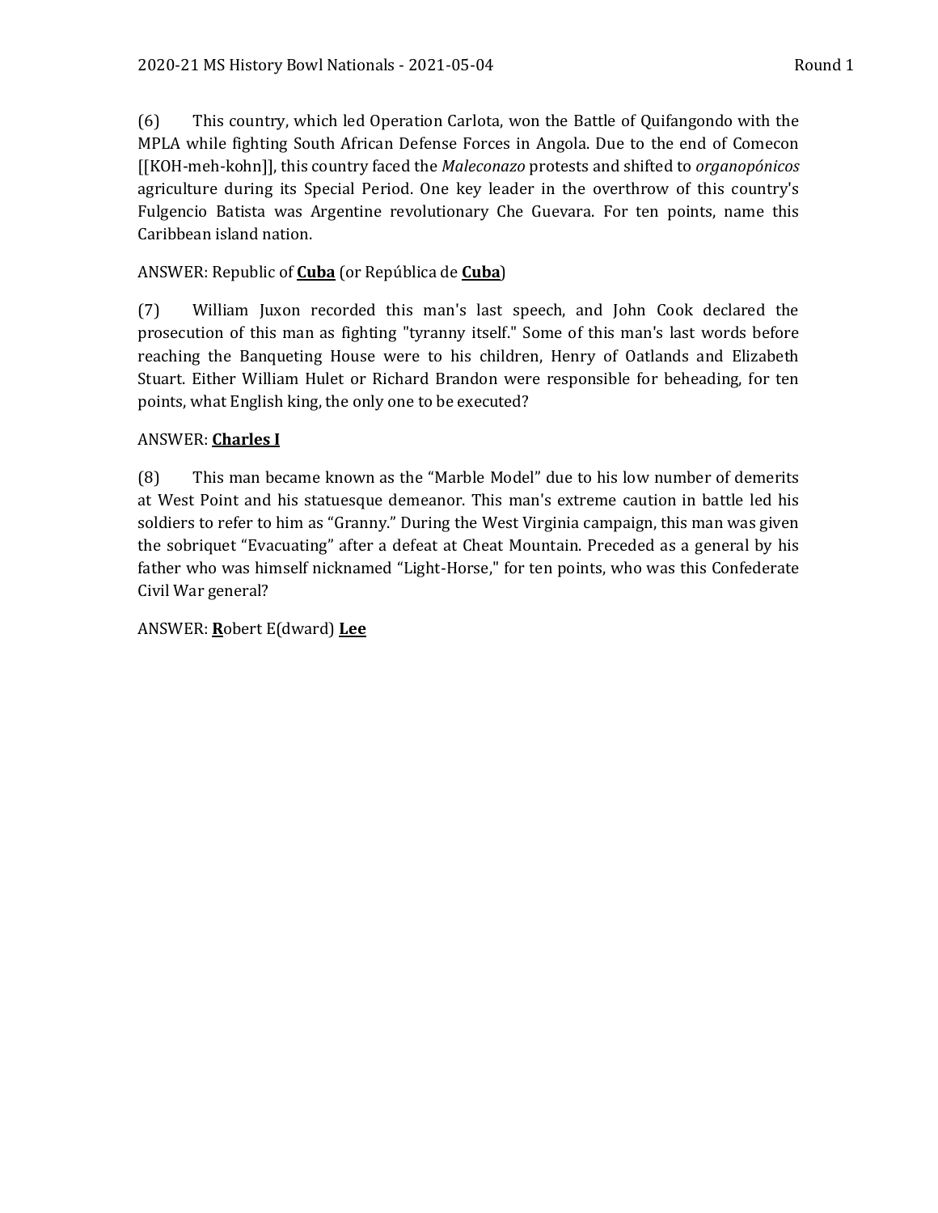(6) This country, which led Operation Carlota, won the Battle of Quifangondo with the MPLA while fighting South African Defense Forces in Angola. Due to the end of Comecon [[KOH-meh-kohn]], this country faced the *Maleconazo* protests and shifted to *organopónicos* agriculture during its Special Period. One key leader in the overthrow of this country's Fulgencio Batista was Argentine revolutionary Che Guevara. For ten points, name this Caribbean island nation.

ANSWER: Republic of **Cuba** (or República de **Cuba**)

(7) William Juxon recorded this man's last speech, and John Cook declared the prosecution of this man as fighting "tyranny itself." Some of this man's last words before reaching the Banqueting House were to his children, Henry of Oatlands and Elizabeth Stuart. Either William Hulet or Richard Brandon were responsible for beheading, for ten points, what English king, the only one to be executed?

ANSWER: **Charles I**

(8) This man became known as the "Marble Model" due to his low number of demerits at West Point and his statuesque demeanor. This man's extreme caution in battle led his soldiers to refer to him as "Granny." During the West Virginia campaign, this man was given the sobriquet "Evacuating" after a defeat at Cheat Mountain. Preceded as a general by his father who was himself nicknamed "Light-Horse," for ten points, who was this Confederate Civil War general?

ANSWER: **R**obert E(dward) **Lee**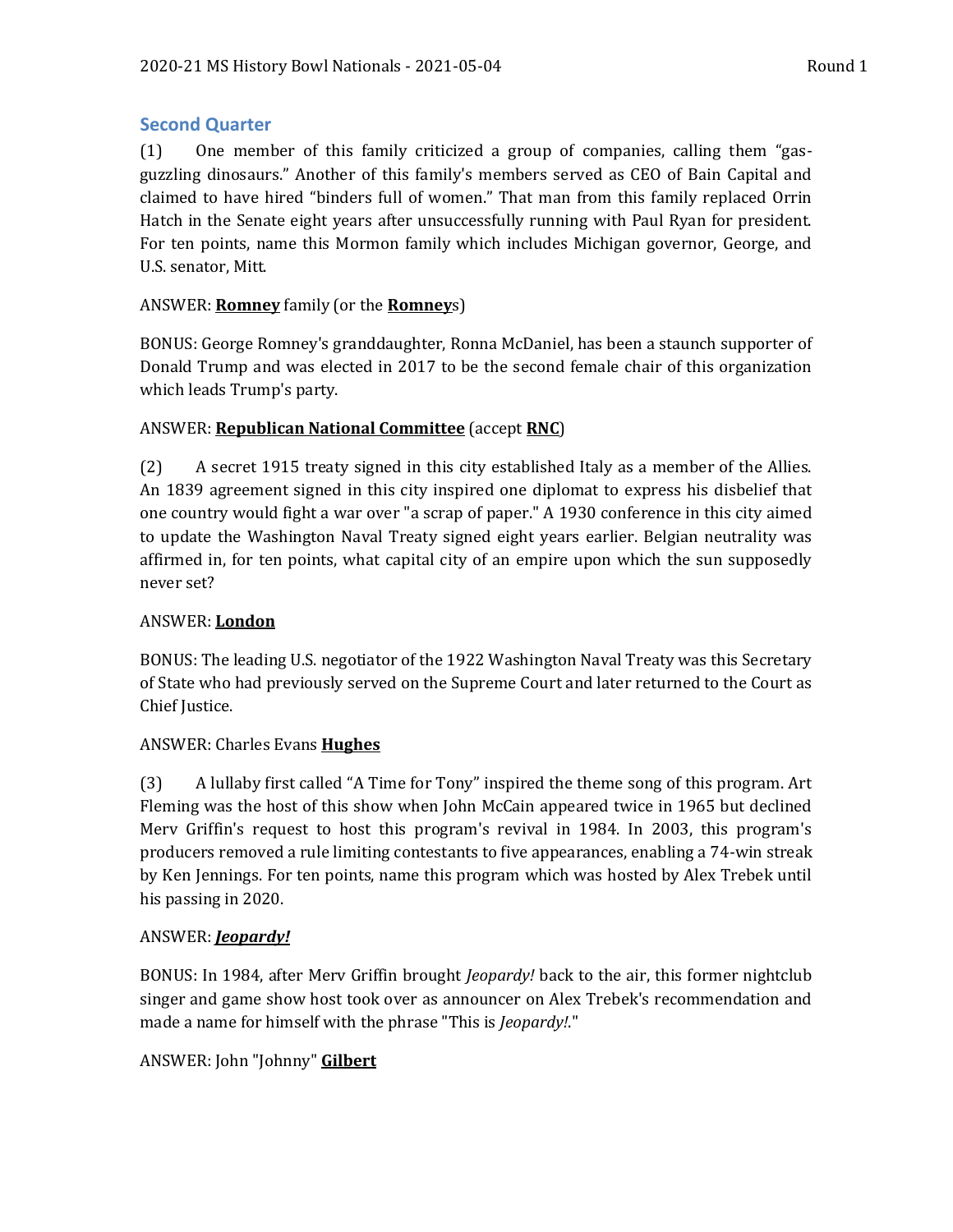## Second Quarter

(1) One member of this family criticized a group of companies, calling them "gas-guzzling dinosaurs." Another of this family's members served as CEO of Bain Capital and claimed to have hired "binders full of women." That man from this family replaced Orrin Hatch in the Senate eight years after unsuccessfully running with Paul Ryan for president. For ten points, name this Mormon family which includes Michigan governor, George, and U.S. senator, Mitt.

ANSWER: **Romney** family (or the **Romney**s)

BONUS: George Romney's granddaughter, Ronna McDaniel, has been a staunch supporter of Donald Trump and was elected in 2017 to be the second female chair of this organization which leads Trump's party.

ANSWER: **Republican National Committee** (accept **RNC**)

(2) A secret 1915 treaty signed in this city established Italy as a member of the Allies. An 1839 agreement signed in this city inspired one diplomat to express his disbelief that one country would fight a war over "a scrap of paper." A 1930 conference in this city aimed to update the Washington Naval Treaty signed eight years earlier. Belgian neutrality was affirmed in, for ten points, what capital city of an empire upon which the sun supposedly never set?

ANSWER: **London**

BONUS: The leading U.S. negotiator of the 1922 Washington Naval Treaty was this Secretary of State who had previously served on the Supreme Court and later returned to the Court as Chief Justice.

ANSWER: Charles Evans **Hughes**

(3) A lullaby first called "A Time for Tony" inspired the theme song of this program. Art Fleming was the host of this show when John McCain appeared twice in 1965 but declined Merv Griffin's request to host this program's revival in 1984. In 2003, this program's producers removed a rule limiting contestants to five appearances, enabling a 74-win streak by Ken Jennings. For ten points, name this program which was hosted by Alex Trebek until his passing in 2020.

ANSWER: ***Jeopardy!***

BONUS: In 1984, after Merv Griffin brought *Jeopardy!* back to the air, this former nightclub singer and game show host took over as announcer on Alex Trebek's recommendation and made a name for himself with the phrase "This is *Jeopardy!*."

ANSWER: John "Johnny" **Gilbert**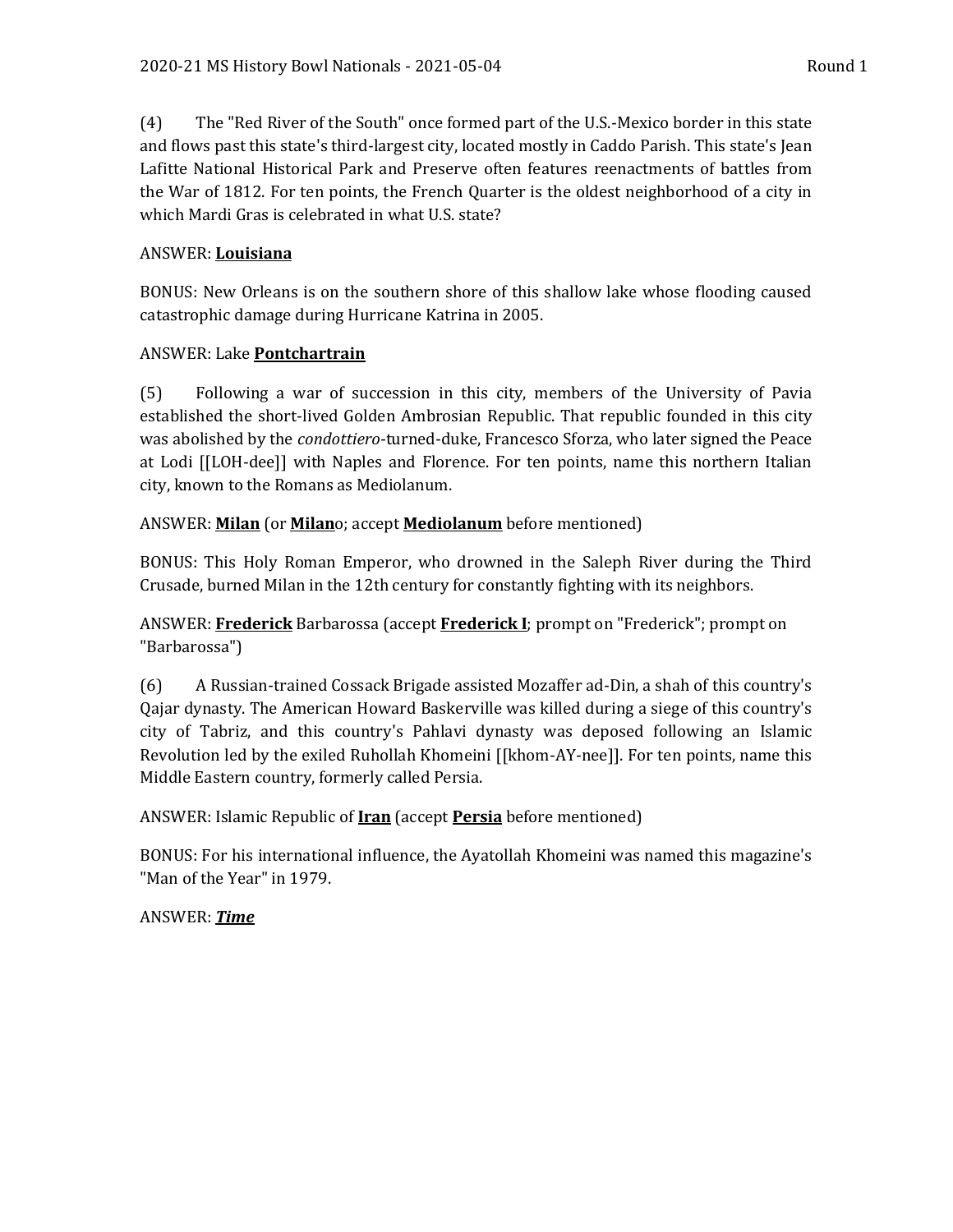(4) The "Red River of the South" once formed part of the U.S.-Mexico border in this state and flows past this state's third-largest city, located mostly in Caddo Parish. This state's Jean Lafitte National Historical Park and Preserve often features reenactments of battles from the War of 1812. For ten points, the French Quarter is the oldest neighborhood of a city in which Mardi Gras is celebrated in what U.S. state?

ANSWER: **Louisiana**

BONUS: New Orleans is on the southern shore of this shallow lake whose flooding caused catastrophic damage during Hurricane Katrina in 2005.

ANSWER: Lake **Pontchartrain**

(5) Following a war of succession in this city, members of the University of Pavia established the short-lived Golden Ambrosian Republic. That republic founded in this city was abolished by the *condottiero*-turned-duke, Francesco Sforza, who later signed the Peace at Lodi [[LOH-dee]] with Naples and Florence. For ten points, name this northern Italian city, known to the Romans as Mediolanum.

ANSWER: **Milan** (or **Milan**o; accept **Mediolanum** before mentioned)

BONUS: This Holy Roman Emperor, who drowned in the Saleph River during the Third Crusade, burned Milan in the 12th century for constantly fighting with its neighbors.

ANSWER: **Frederick** Barbarossa (accept **Frederick I**; prompt on "Frederick"; prompt on "Barbarossa")

(6) A Russian-trained Cossack Brigade assisted Mozaffer ad-Din, a shah of this country's Qajar dynasty. The American Howard Baskerville was killed during a siege of this country's city of Tabriz, and this country's Pahlavi dynasty was deposed following an Islamic Revolution led by the exiled Ruhollah Khomeini [[khom-AY-nee]]. For ten points, name this Middle Eastern country, formerly called Persia.

ANSWER: Islamic Republic of **Iran** (accept **Persia** before mentioned)

BONUS: For his international influence, the Ayatollah Khomeini was named this magazine's "Man of the Year" in 1979.

ANSWER: ***Time***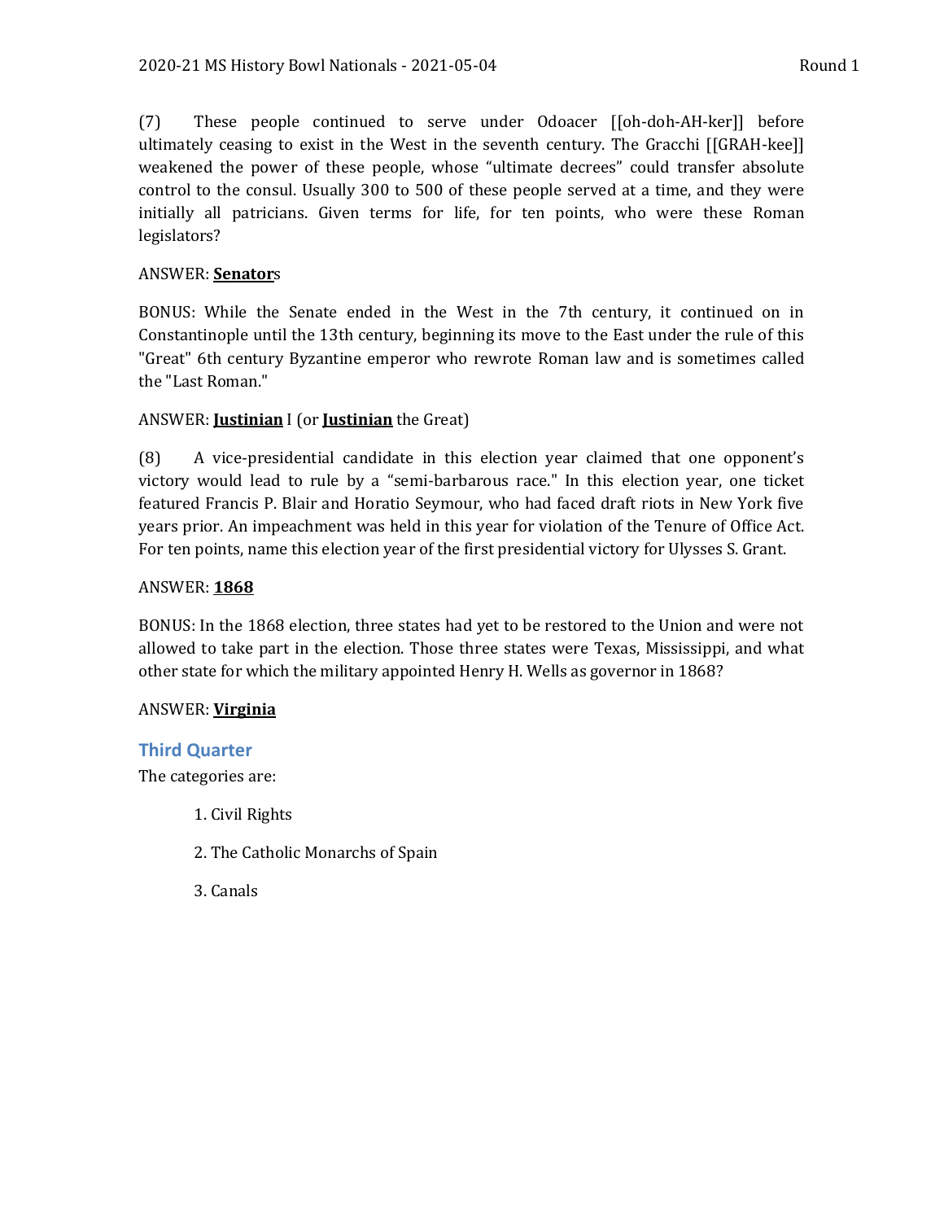(7) These people continued to serve under Odoacer [[oh-doh-AH-ker]] before ultimately ceasing to exist in the West in the seventh century. The Gracchi [[GRAH-kee]] weakened the power of these people, whose "ultimate decrees" could transfer absolute control to the consul. Usually 300 to 500 of these people served at a time, and they were initially all patricians. Given terms for life, for ten points, who were these Roman legislators?

ANSWER: **<u>Senator</u>**s

BONUS: While the Senate ended in the West in the 7th century, it continued on in Constantinople until the 13th century, beginning its move to the East under the rule of this "Great" 6th century Byzantine emperor who rewrote Roman law and is sometimes called the "Last Roman."

ANSWER: **<u>Justinian</u>** I (or **<u>Justinian</u>** the Great)

(8) A vice-presidential candidate in this election year claimed that one opponent's victory would lead to rule by a "semi-barbarous race." In this election year, one ticket featured Francis P. Blair and Horatio Seymour, who had faced draft riots in New York five years prior. An impeachment was held in this year for violation of the Tenure of Office Act. For ten points, name this election year of the first presidential victory for Ulysses S. Grant.

ANSWER: **<u>1868</u>**

BONUS: In the 1868 election, three states had yet to be restored to the Union and were not allowed to take part in the election. Those three states were Texas, Mississippi, and what other state for which the military appointed Henry H. Wells as governor in 1868?

ANSWER: **<u>Virginia</u>**

## Third Quarter

The categories are:

1. Civil Rights
2. The Catholic Monarchs of Spain
3. Canals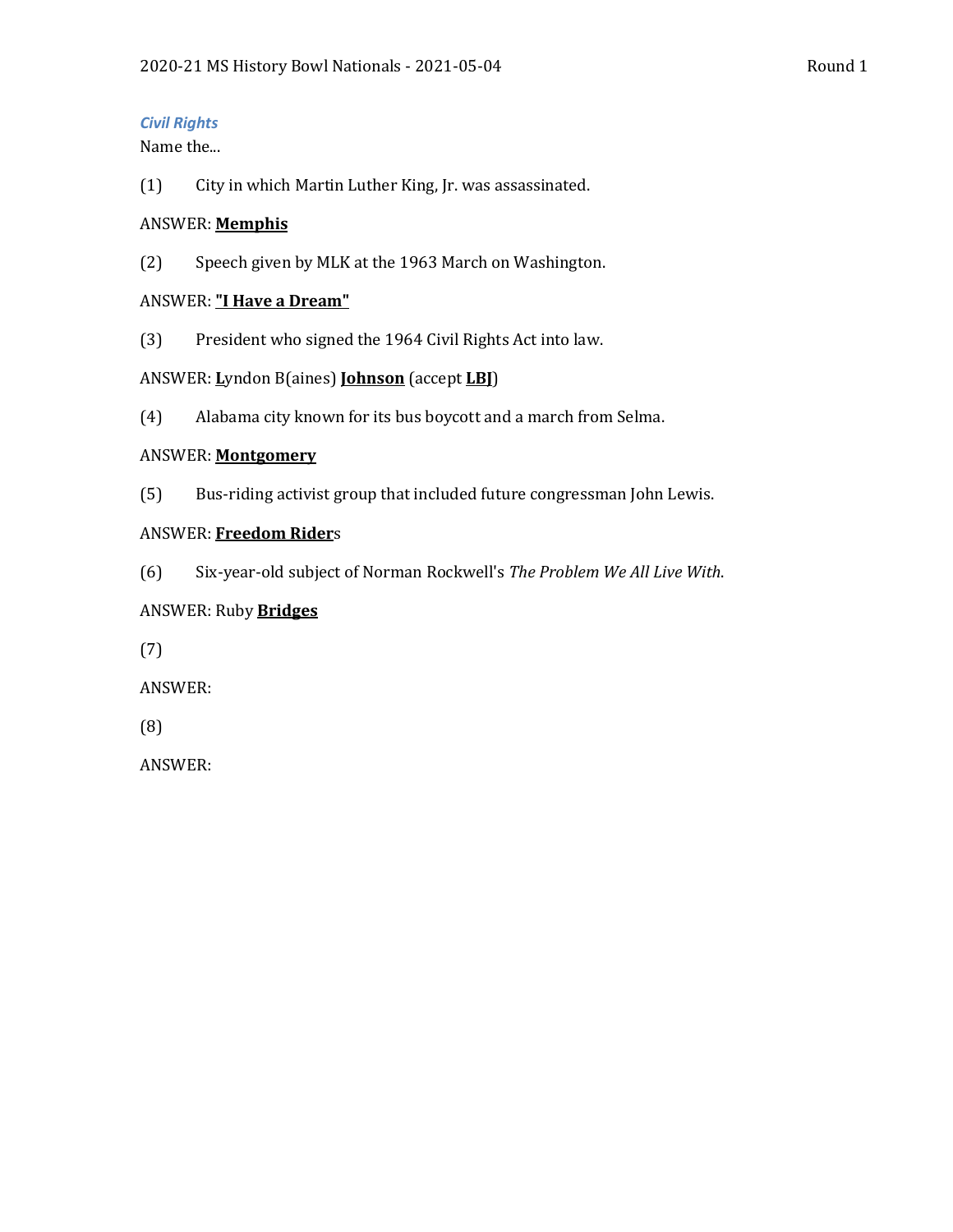*Civil Rights*

Name the...

(1) City in which Martin Luther King, Jr. was assassinated.

ANSWER: **Memphis**

(2) Speech given by MLK at the 1963 March on Washington.

ANSWER: **"I Have a Dream"**

(3) President who signed the 1964 Civil Rights Act into law.

ANSWER: **L**yndon B(aines) **Johnson** (accept **LBJ**)

(4) Alabama city known for its bus boycott and a march from Selma.

ANSWER: **Montgomery**

(5) Bus-riding activist group that included future congressman John Lewis.

ANSWER: **Freedom Rider**s

(6) Six-year-old subject of Norman Rockwell's *The Problem We All Live With*.

ANSWER: Ruby **Bridges**

(7)

ANSWER:

(8)

ANSWER: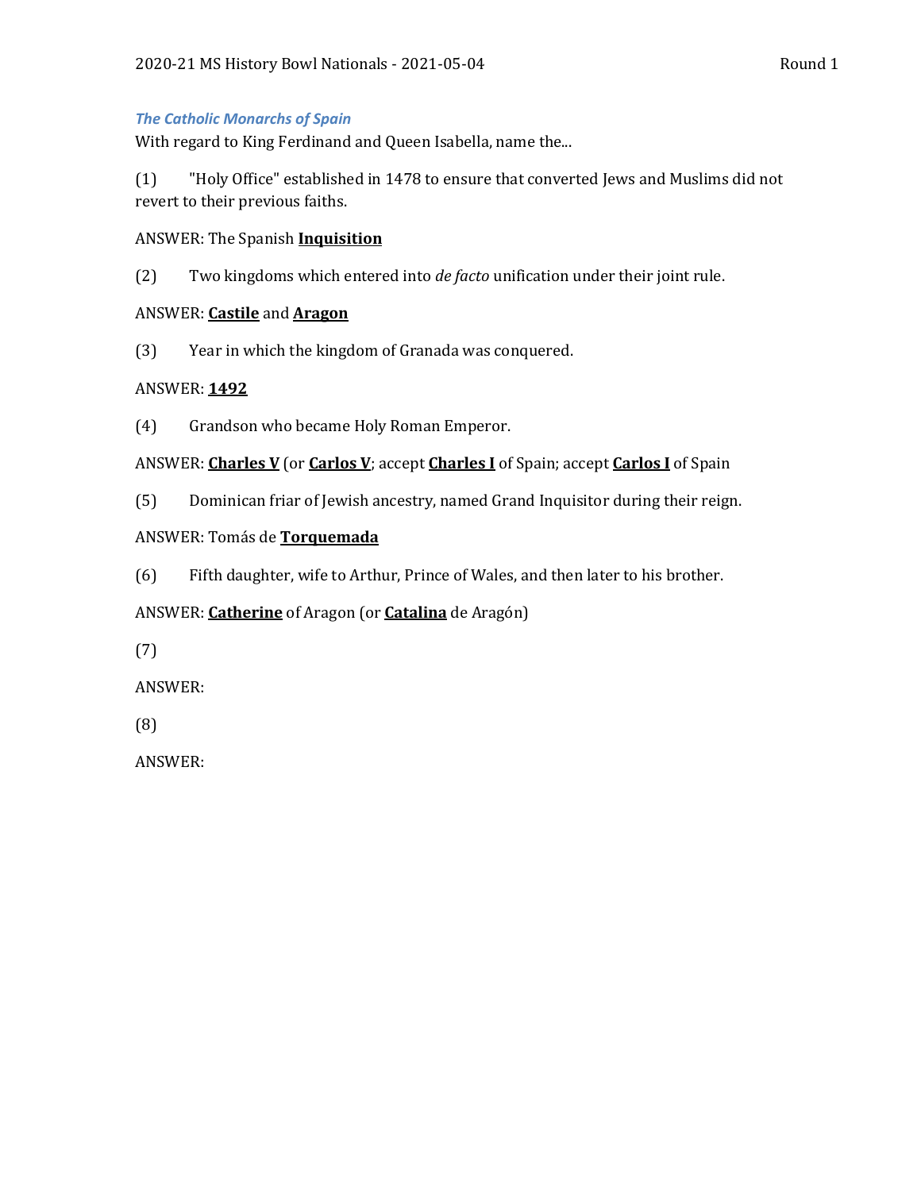### *The Catholic Monarchs of Spain*

With regard to King Ferdinand and Queen Isabella, name the...

(1) "Holy Office" established in 1478 to ensure that converted Jews and Muslims did not revert to their previous faiths.

ANSWER: The Spanish **Inquisition**

(2) Two kingdoms which entered into *de facto* unification under their joint rule.

ANSWER: **Castile** and **Aragon**

(3) Year in which the kingdom of Granada was conquered.

ANSWER: **1492**

(4) Grandson who became Holy Roman Emperor.

ANSWER: **Charles V** (or **Carlos V**; accept **Charles I** of Spain; accept **Carlos I** of Spain

(5) Dominican friar of Jewish ancestry, named Grand Inquisitor during their reign.

ANSWER: Tomás de **Torquemada**

(6) Fifth daughter, wife to Arthur, Prince of Wales, and then later to his brother.

ANSWER: **Catherine** of Aragon (or **Catalina** de Aragón)

(7)

ANSWER:

(8)

ANSWER: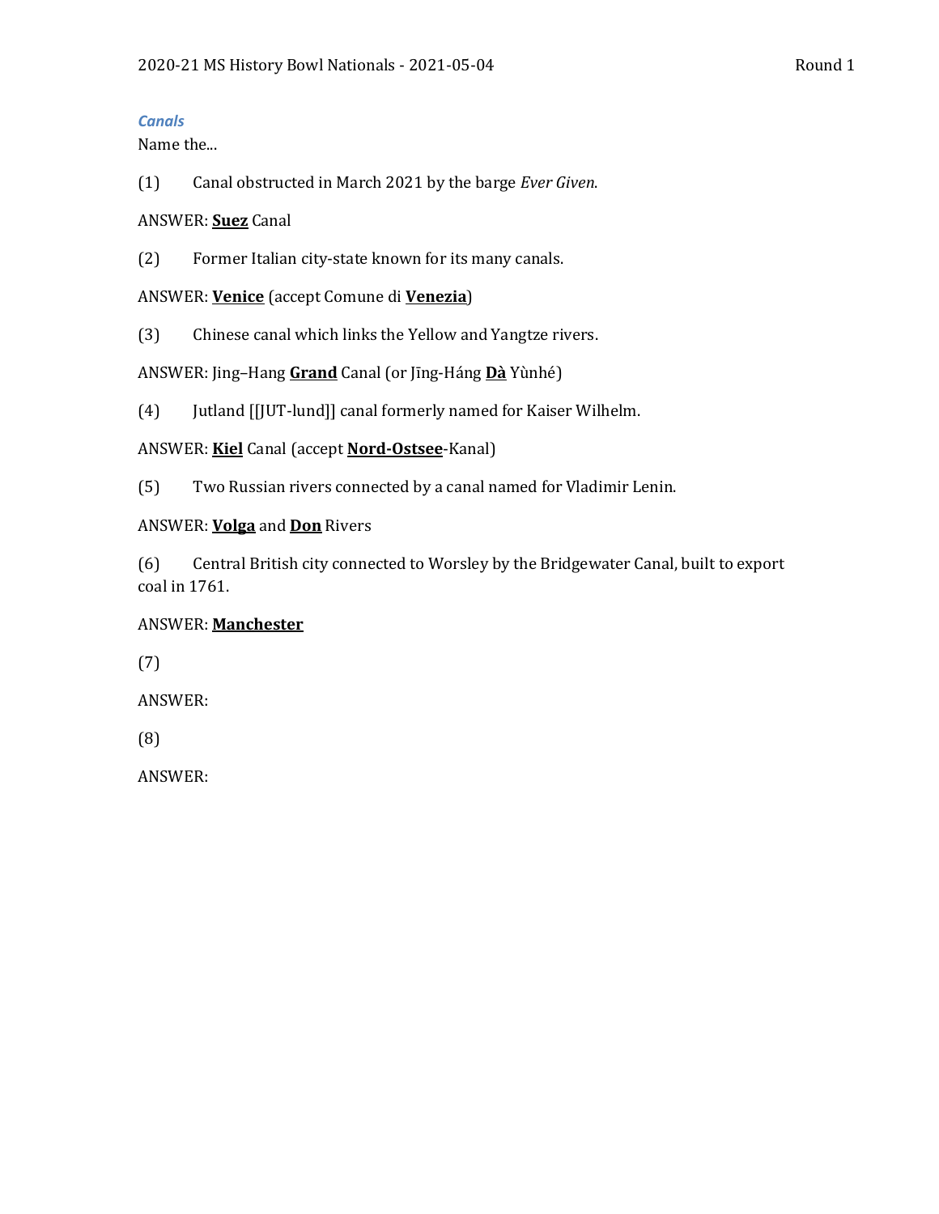*Canals*

Name the...

(1) Canal obstructed in March 2021 by the barge *Ever Given*.

ANSWER: **<u>Suez</u>** Canal

(2) Former Italian city-state known for its many canals.

ANSWER: **<u>Venice</u>** (accept Comune di **<u>Venezia</u>**)

(3) Chinese canal which links the Yellow and Yangtze rivers.

ANSWER: Jing–Hang **<u>Grand</u>** Canal (or Jīng-Háng **<u>Dà</u>** Yùnhé)

(4) Jutland [[JUT-lund]] canal formerly named for Kaiser Wilhelm.

ANSWER: **<u>Kiel</u>** Canal (accept **<u>Nord-Ostsee</u>**-Kanal)

(5) Two Russian rivers connected by a canal named for Vladimir Lenin.

ANSWER: **<u>Volga</u>** and **<u>Don</u>** Rivers

(6) Central British city connected to Worsley by the Bridgewater Canal, built to export coal in 1761.

ANSWER: **<u>Manchester</u>**

(7)

ANSWER:

(8)

ANSWER: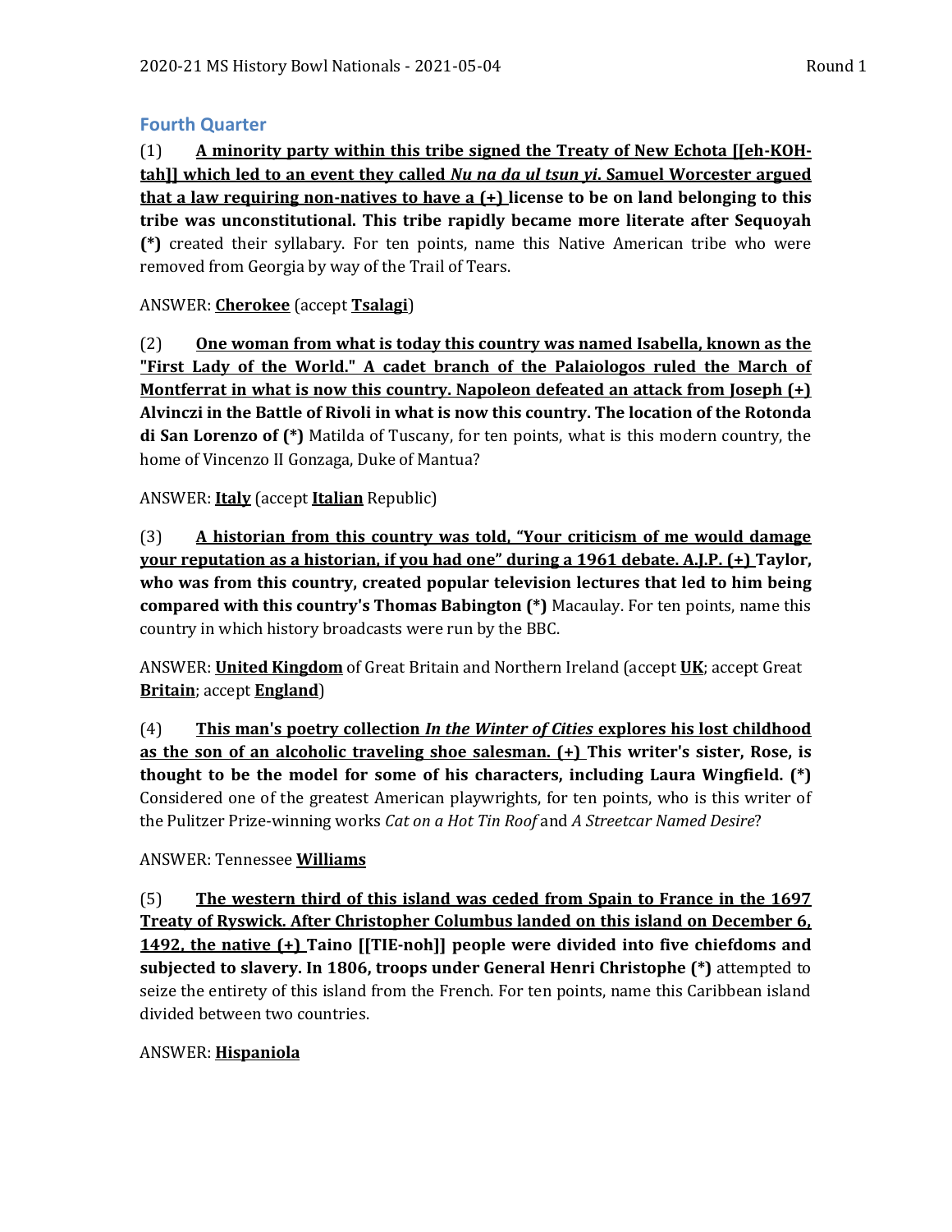## Fourth Quarter

(1) **<u>A minority party within this tribe signed the Treaty of New Echota [[eh-KOH-tah]] which led to an event they called *Nu na da ul tsun yi*. Samuel Worcester argued that a law requiring non-natives to have a (+)</u> license to be on land belonging to this tribe was unconstitutional. This tribe rapidly became more literate after Sequoyah (*)** created their syllabary. For ten points, name this Native American tribe who were removed from Georgia by way of the Trail of Tears.

ANSWER: **<u>Cherokee</u>** (accept **<u>Tsalagi</u>**)

(2) **<u>One woman from what is today this country was named Isabella, known as the "First Lady of the World." A cadet branch of the Palaiologos ruled the March of Montferrat in what is now this country. Napoleon defeated an attack from Joseph (+)</u> Alvinczi in the Battle of Rivoli in what is now this country. The location of the Rotonda di San Lorenzo of (*)** Matilda of Tuscany, for ten points, what is this modern country, the home of Vincenzo II Gonzaga, Duke of Mantua?

ANSWER: **<u>Italy</u>** (accept **<u>Italian</u>** Republic)

(3) **<u>A historian from this country was told, "Your criticism of me would damage your reputation as a historian, if you had one" during a 1961 debate. A.J.P. (+)</u> Taylor, who was from this country, created popular television lectures that led to him being compared with this country's Thomas Babington (*)** Macaulay. For ten points, name this country in which history broadcasts were run by the BBC.

ANSWER: **<u>United Kingdom</u>** of Great Britain and Northern Ireland (accept **<u>UK</u>**; accept Great **<u>Britain</u>**; accept **<u>England</u>**)

(4) **<u>This man's poetry collection *In the Winter of Cities* explores his lost childhood as the son of an alcoholic traveling shoe salesman. (+)</u> This writer's sister, Rose, is thought to be the model for some of his characters, including Laura Wingfield. (*)** Considered one of the greatest American playwrights, for ten points, who is this writer of the Pulitzer Prize-winning works *Cat on a Hot Tin Roof* and *A Streetcar Named Desire*?

ANSWER: Tennessee **<u>Williams</u>**

(5) **<u>The western third of this island was ceded from Spain to France in the 1697 Treaty of Ryswick. After Christopher Columbus landed on this island on December 6, 1492, the native (+)</u> Taino [[TIE-noh]] people were divided into five chiefdoms and subjected to slavery. In 1806, troops under General Henri Christophe (*)** attempted to seize the entirety of this island from the French. For ten points, name this Caribbean island divided between two countries.

ANSWER: **<u>Hispaniola</u>**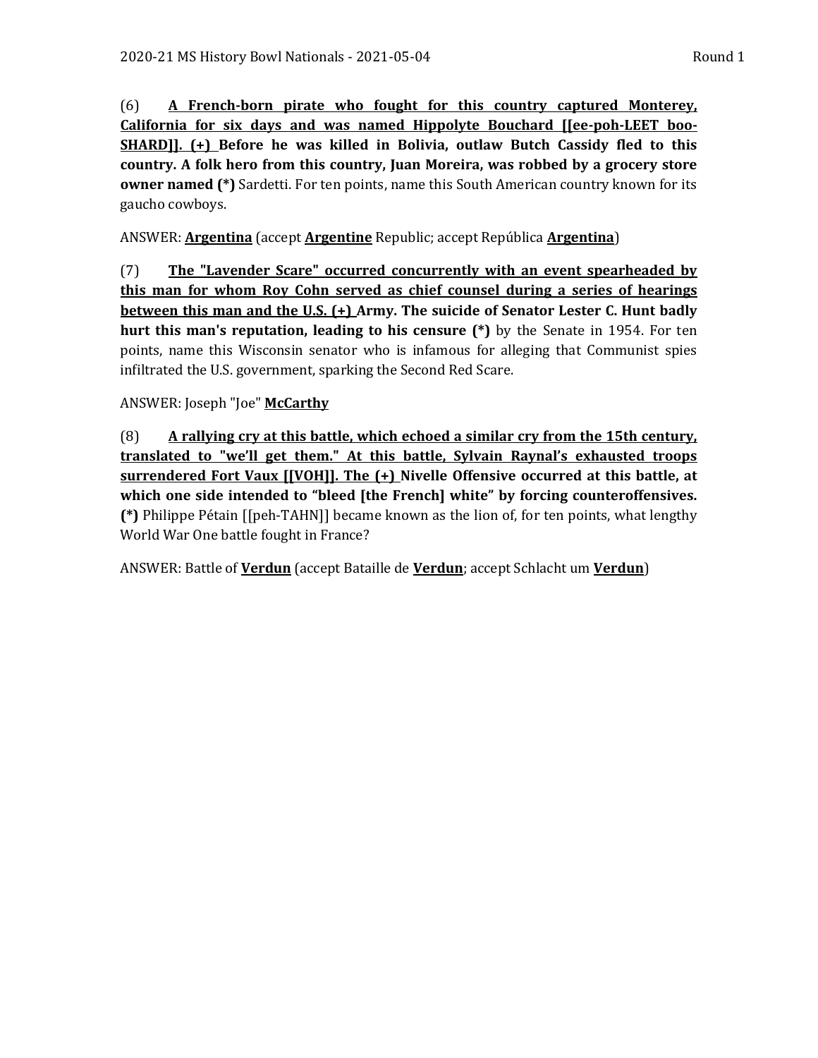(6) **<u>A French-born pirate who fought for this country captured Monterey, California for six days and was named Hippolyte Bouchard [[ee-poh-LEET boo-SHARD]]. (+)</u> Before he was killed in Bolivia, outlaw Butch Cassidy fled to this country. A folk hero from this country, Juan Moreira, was robbed by a grocery store owner named (*)** Sardetti. For ten points, name this South American country known for its gaucho cowboys.

ANSWER: **<u>Argentina</u>** (accept **<u>Argentine</u>** Republic; accept República **<u>Argentina</u>**)

(7) **<u>The "Lavender Scare" occurred concurrently with an event spearheaded by this man for whom Roy Cohn served as chief counsel during a series of hearings between this man and the U.S. (+)</u> Army. The suicide of Senator Lester C. Hunt badly hurt this man's reputation, leading to his censure (*)** by the Senate in 1954. For ten points, name this Wisconsin senator who is infamous for alleging that Communist spies infiltrated the U.S. government, sparking the Second Red Scare.

ANSWER: Joseph "Joe" **<u>McCarthy</u>**

(8) **<u>A rallying cry at this battle, which echoed a similar cry from the 15th century, translated to "we'll get them." At this battle, Sylvain Raynal's exhausted troops surrendered Fort Vaux [[VOH]]. The (+)</u> Nivelle Offensive occurred at this battle, at which one side intended to "bleed [the French] white" by forcing counteroffensives. (*)** Philippe Pétain [[peh-TAHN]] became known as the lion of, for ten points, what lengthy World War One battle fought in France?

ANSWER: Battle of **<u>Verdun</u>** (accept Bataille de **<u>Verdun</u>**; accept Schlacht um **<u>Verdun</u>**)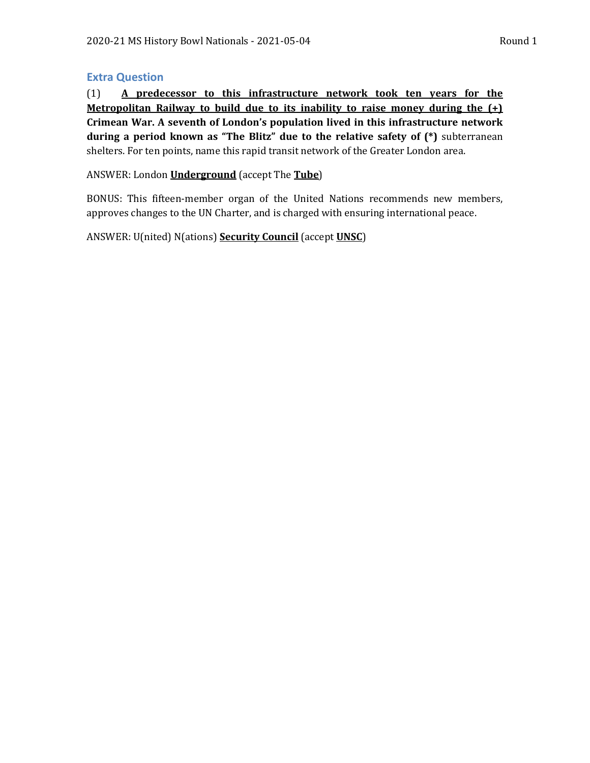## Extra Question

(1) <u>**A predecessor to this infrastructure network took ten years for the Metropolitan Railway to build due to its inability to raise money during the (+)**</u> **Crimean War. A seventh of London's population lived in this infrastructure network during a period known as "The Blitz" due to the relative safety of (*)** subterranean shelters. For ten points, name this rapid transit network of the Greater London area.

ANSWER: London <u>**Underground**</u> (accept The <u>**Tube**</u>)

BONUS: This fifteen-member organ of the United Nations recommends new members, approves changes to the UN Charter, and is charged with ensuring international peace.

ANSWER: U(nited) N(ations) <u>**Security Council**</u> (accept <u>**UNSC**</u>)